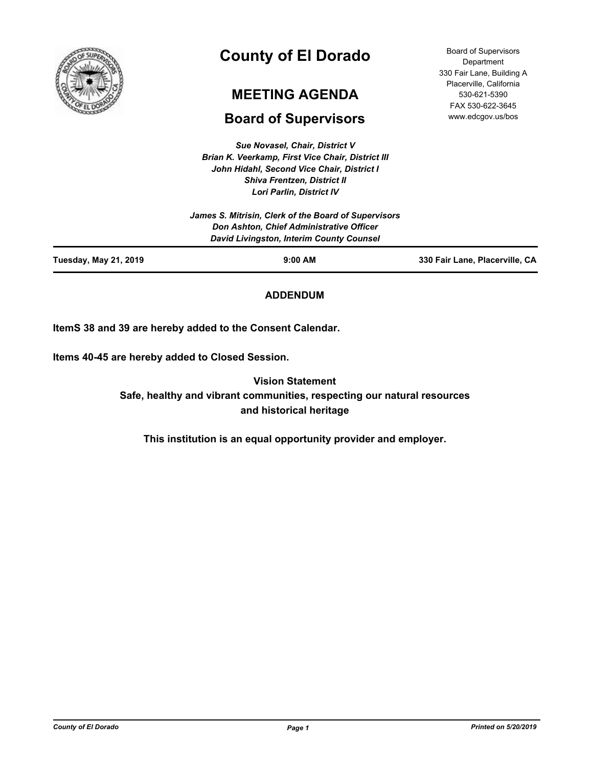# County of El Dorado

## MEETING AGENDA

## Board of Supervisors

Board of Supervisors Department
330 Fair Lane, Building A
Placerville, California
530-621-5390
FAX 530-622-3645
www.edcgov.us/bos

*Sue Novasel, Chair, District V*
*Brian K. Veerkamp, First Vice Chair, District III*
*John Hidahl, Second Vice Chair, District I*
*Shiva Frentzen, District II*
*Lori Parlin, District IV*

*James S. Mitrisin, Clerk of the Board of Supervisors*
*Don Ashton, Chief Administrative Officer*
*David Livingston, Interim County Counsel*

**Tuesday, May 21, 2019** **9:00 AM** **330 Fair Lane, Placerville, CA**

**ADDENDUM**

**ItemS 38 and 39 are hereby added to the Consent Calendar.**

**Items 40-45 are hereby added to Closed Session.**

**Vision Statement**
**Safe, healthy and vibrant communities, respecting our natural resources and historical heritage**

**This institution is an equal opportunity provider and employer.**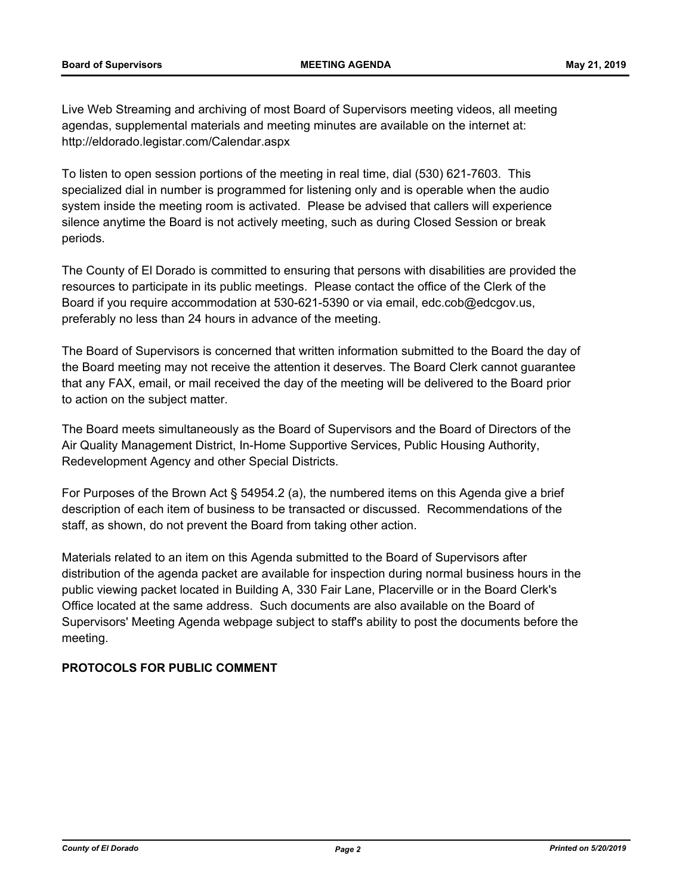Live Web Streaming and archiving of most Board of Supervisors meeting videos, all meeting agendas, supplemental materials and meeting minutes are available on the internet at: http://eldorado.legistar.com/Calendar.aspx

To listen to open session portions of the meeting in real time, dial (530) 621-7603. This specialized dial in number is programmed for listening only and is operable when the audio system inside the meeting room is activated. Please be advised that callers will experience silence anytime the Board is not actively meeting, such as during Closed Session or break periods.

The County of El Dorado is committed to ensuring that persons with disabilities are provided the resources to participate in its public meetings. Please contact the office of the Clerk of the Board if you require accommodation at 530-621-5390 or via email, edc.cob@edcgov.us, preferably no less than 24 hours in advance of the meeting.

The Board of Supervisors is concerned that written information submitted to the Board the day of the Board meeting may not receive the attention it deserves. The Board Clerk cannot guarantee that any FAX, email, or mail received the day of the meeting will be delivered to the Board prior to action on the subject matter.

The Board meets simultaneously as the Board of Supervisors and the Board of Directors of the Air Quality Management District, In-Home Supportive Services, Public Housing Authority, Redevelopment Agency and other Special Districts.

For Purposes of the Brown Act § 54954.2 (a), the numbered items on this Agenda give a brief description of each item of business to be transacted or discussed. Recommendations of the staff, as shown, do not prevent the Board from taking other action.

Materials related to an item on this Agenda submitted to the Board of Supervisors after distribution of the agenda packet are available for inspection during normal business hours in the public viewing packet located in Building A, 330 Fair Lane, Placerville or in the Board Clerk's Office located at the same address. Such documents are also available on the Board of Supervisors' Meeting Agenda webpage subject to staff's ability to post the documents before the meeting.

**PROTOCOLS FOR PUBLIC COMMENT**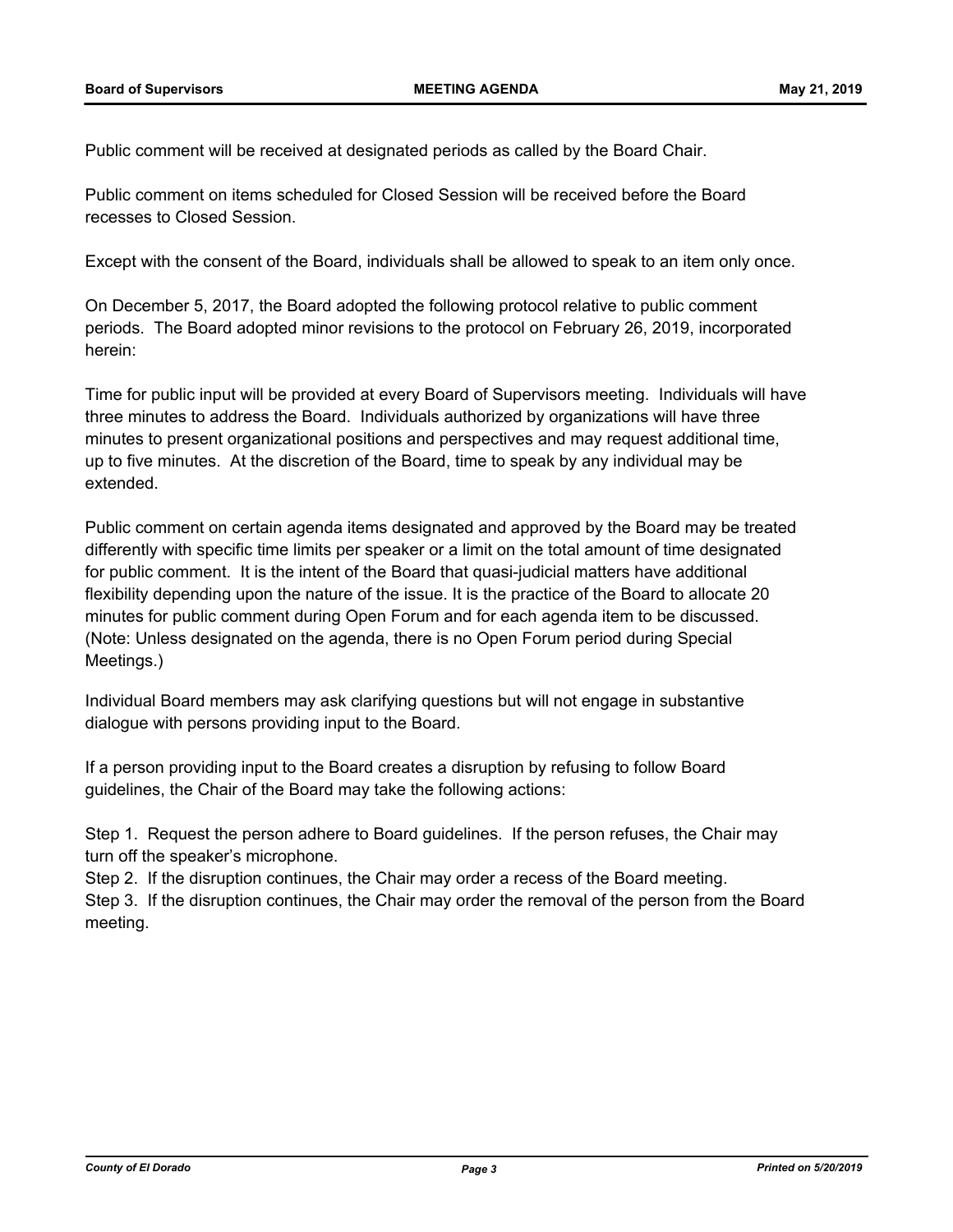Public comment will be received at designated periods as called by the Board Chair.

Public comment on items scheduled for Closed Session will be received before the Board recesses to Closed Session.

Except with the consent of the Board, individuals shall be allowed to speak to an item only once.

On December 5, 2017, the Board adopted the following protocol relative to public comment periods. The Board adopted minor revisions to the protocol on February 26, 2019, incorporated herein:

Time for public input will be provided at every Board of Supervisors meeting. Individuals will have three minutes to address the Board. Individuals authorized by organizations will have three minutes to present organizational positions and perspectives and may request additional time, up to five minutes. At the discretion of the Board, time to speak by any individual may be extended.

Public comment on certain agenda items designated and approved by the Board may be treated differently with specific time limits per speaker or a limit on the total amount of time designated for public comment. It is the intent of the Board that quasi-judicial matters have additional flexibility depending upon the nature of the issue. It is the practice of the Board to allocate 20 minutes for public comment during Open Forum and for each agenda item to be discussed. (Note: Unless designated on the agenda, there is no Open Forum period during Special Meetings.)

Individual Board members may ask clarifying questions but will not engage in substantive dialogue with persons providing input to the Board.

If a person providing input to the Board creates a disruption by refusing to follow Board guidelines, the Chair of the Board may take the following actions:

Step 1. Request the person adhere to Board guidelines. If the person refuses, the Chair may turn off the speaker's microphone.
Step 2. If the disruption continues, the Chair may order a recess of the Board meeting.
Step 3. If the disruption continues, the Chair may order the removal of the person from the Board meeting.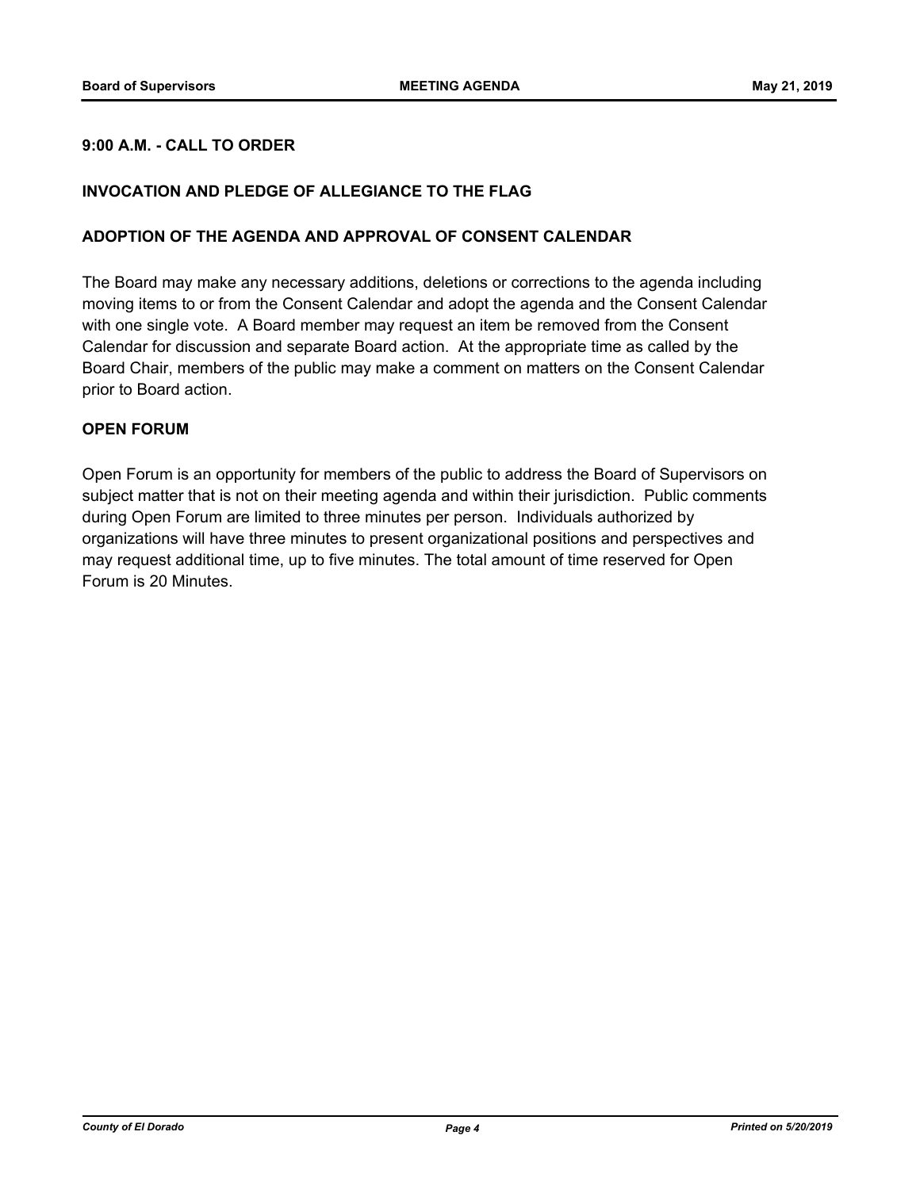## 9:00 A.M. - CALL TO ORDER

## INVOCATION AND PLEDGE OF ALLEGIANCE TO THE FLAG

## ADOPTION OF THE AGENDA AND APPROVAL OF CONSENT CALENDAR

The Board may make any necessary additions, deletions or corrections to the agenda including moving items to or from the Consent Calendar and adopt the agenda and the Consent Calendar with one single vote. A Board member may request an item be removed from the Consent Calendar for discussion and separate Board action. At the appropriate time as called by the Board Chair, members of the public may make a comment on matters on the Consent Calendar prior to Board action.

## OPEN FORUM

Open Forum is an opportunity for members of the public to address the Board of Supervisors on subject matter that is not on their meeting agenda and within their jurisdiction. Public comments during Open Forum are limited to three minutes per person. Individuals authorized by organizations will have three minutes to present organizational positions and perspectives and may request additional time, up to five minutes. The total amount of time reserved for Open Forum is 20 Minutes.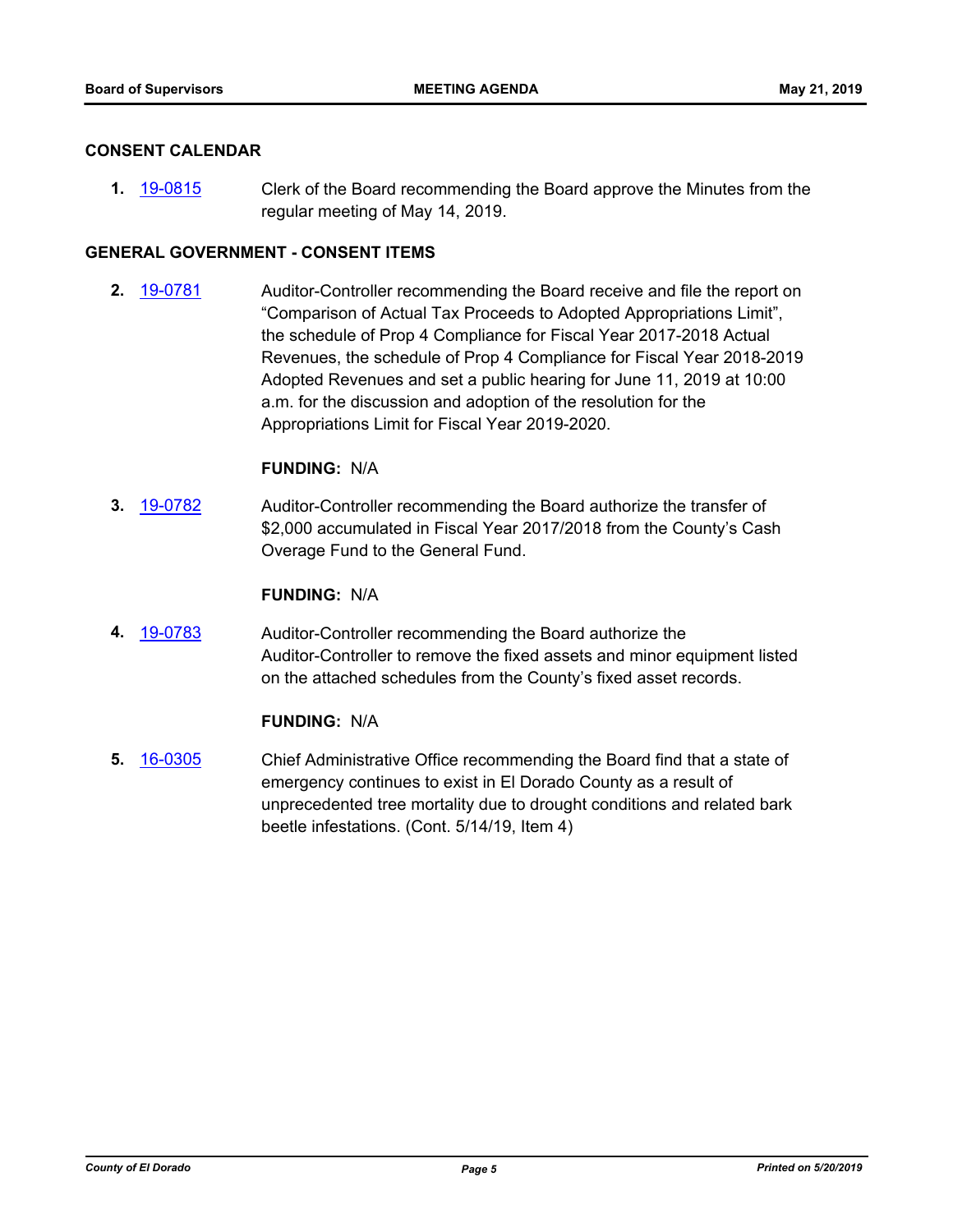## CONSENT CALENDAR

**1.** 19-0815 Clerk of the Board recommending the Board approve the Minutes from the regular meeting of May 14, 2019.

## GENERAL GOVERNMENT - CONSENT ITEMS

**2.** 19-0781 Auditor-Controller recommending the Board receive and file the report on "Comparison of Actual Tax Proceeds to Adopted Appropriations Limit", the schedule of Prop 4 Compliance for Fiscal Year 2017-2018 Actual Revenues, the schedule of Prop 4 Compliance for Fiscal Year 2018-2019 Adopted Revenues and set a public hearing for June 11, 2019 at 10:00 a.m. for the discussion and adoption of the resolution for the Appropriations Limit for Fiscal Year 2019-2020.

**FUNDING:** N/A

**3.** 19-0782 Auditor-Controller recommending the Board authorize the transfer of $2,000 accumulated in Fiscal Year 2017/2018 from the County's Cash Overage Fund to the General Fund.

**FUNDING:** N/A

**4.** 19-0783 Auditor-Controller recommending the Board authorize the Auditor-Controller to remove the fixed assets and minor equipment listed on the attached schedules from the County's fixed asset records.

**FUNDING:** N/A

**5.** 16-0305 Chief Administrative Office recommending the Board find that a state of emergency continues to exist in El Dorado County as a result of unprecedented tree mortality due to drought conditions and related bark beetle infestations. (Cont. 5/14/19, Item 4)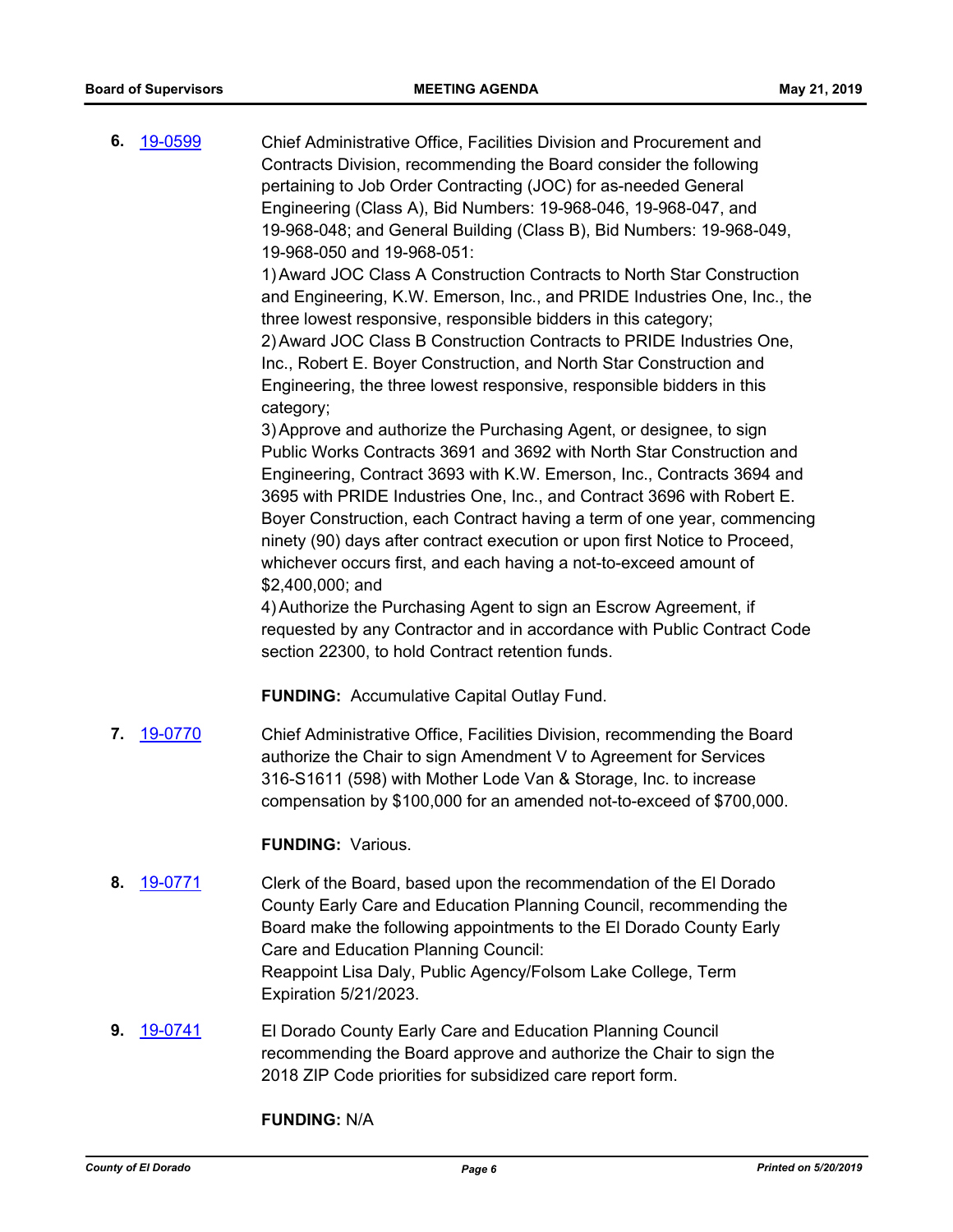6. 19-0599 Chief Administrative Office, Facilities Division and Procurement and Contracts Division, recommending the Board consider the following pertaining to Job Order Contracting (JOC) for as-needed General Engineering (Class A), Bid Numbers: 19-968-046, 19-968-047, and 19-968-048; and General Building (Class B), Bid Numbers: 19-968-049, 19-968-050 and 19-968-051:

1) Award JOC Class A Construction Contracts to North Star Construction and Engineering, K.W. Emerson, Inc., and PRIDE Industries One, Inc., the three lowest responsive, responsible bidders in this category;
2) Award JOC Class B Construction Contracts to PRIDE Industries One, Inc., Robert E. Boyer Construction, and North Star Construction and Engineering, the three lowest responsive, responsible bidders in this category;
3) Approve and authorize the Purchasing Agent, or designee, to sign Public Works Contracts 3691 and 3692 with North Star Construction and Engineering, Contract 3693 with K.W. Emerson, Inc., Contracts 3694 and 3695 with PRIDE Industries One, Inc., and Contract 3696 with Robert E. Boyer Construction, each Contract having a term of one year, commencing ninety (90) days after contract execution or upon first Notice to Proceed, whichever occurs first, and each having a not-to-exceed amount of $2,400,000; and
4) Authorize the Purchasing Agent to sign an Escrow Agreement, if requested by any Contractor and in accordance with Public Contract Code section 22300, to hold Contract retention funds.

**FUNDING:** Accumulative Capital Outlay Fund.

7. 19-0770 Chief Administrative Office, Facilities Division, recommending the Board authorize the Chair to sign Amendment V to Agreement for Services 316-S1611 (598) with Mother Lode Van & Storage, Inc. to increase compensation by $100,000 for an amended not-to-exceed of $700,000.

**FUNDING:** Various.

8. 19-0771 Clerk of the Board, based upon the recommendation of the El Dorado County Early Care and Education Planning Council, recommending the Board make the following appointments to the El Dorado County Early Care and Education Planning Council:
Reappoint Lisa Daly, Public Agency/Folsom Lake College, Term Expiration 5/21/2023.

9. 19-0741 El Dorado County Early Care and Education Planning Council recommending the Board approve and authorize the Chair to sign the 2018 ZIP Code priorities for subsidized care report form.

**FUNDING:** N/A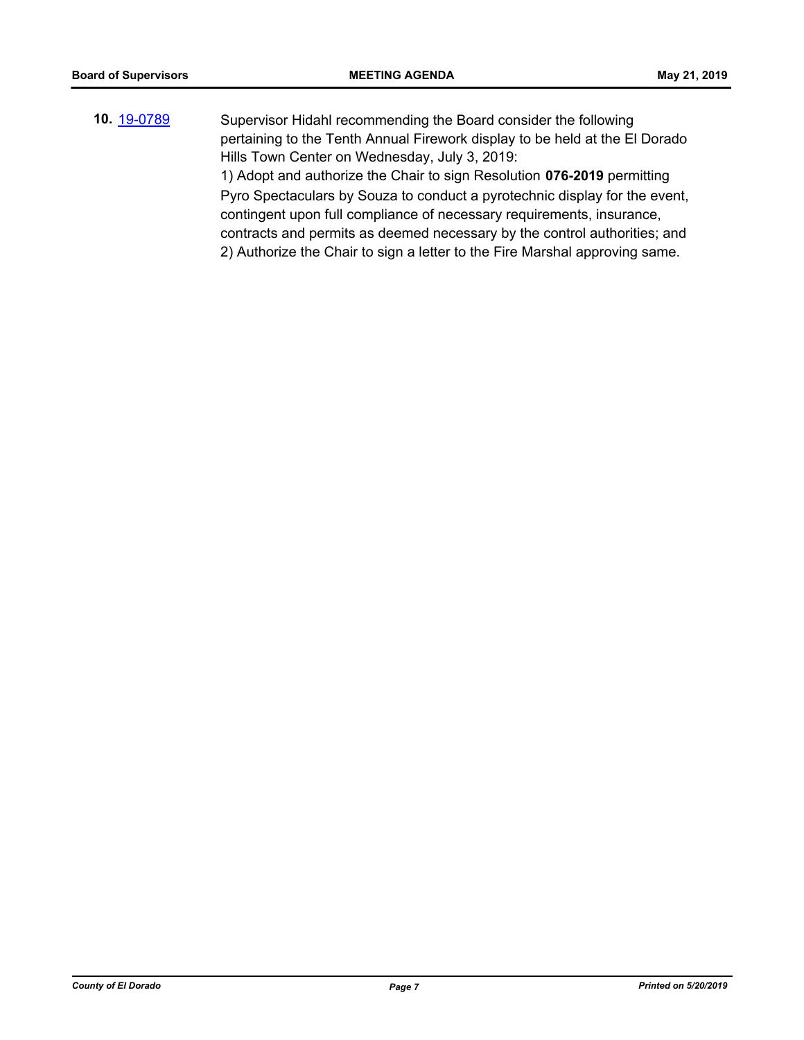**10.** 19-0789

Supervisor Hidahl recommending the Board consider the following pertaining to the Tenth Annual Firework display to be held at the El Dorado Hills Town Center on Wednesday, July 3, 2019:

1) Adopt and authorize the Chair to sign Resolution **076-2019** permitting Pyro Spectaculars by Souza to conduct a pyrotechnic display for the event, contingent upon full compliance of necessary requirements, insurance, contracts and permits as deemed necessary by the control authorities; and

2) Authorize the Chair to sign a letter to the Fire Marshal approving same.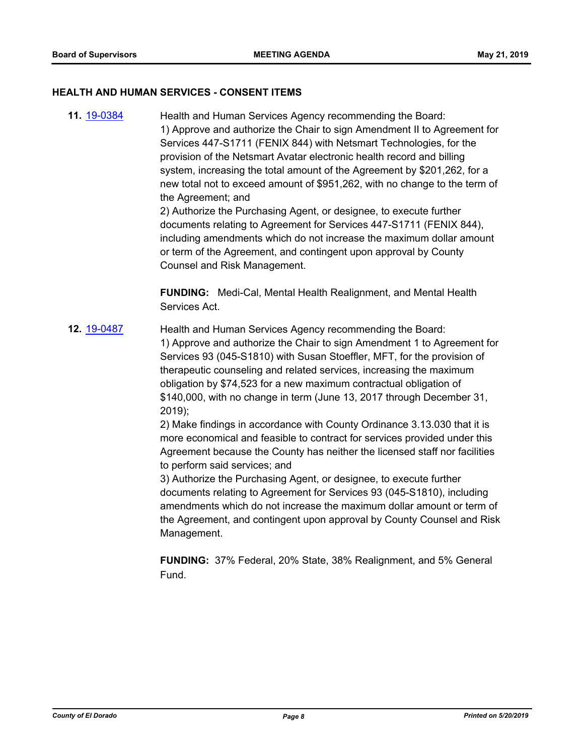## HEALTH AND HUMAN SERVICES - CONSENT ITEMS

**11.** 19-0384

Health and Human Services Agency recommending the Board:
1) Approve and authorize the Chair to sign Amendment II to Agreement for Services 447-S1711 (FENIX 844) with Netsmart Technologies, for the provision of the Netsmart Avatar electronic health record and billing system, increasing the total amount of the Agreement by $201,262, for a new total not to exceed amount of $951,262, with no change to the term of the Agreement; and
2) Authorize the Purchasing Agent, or designee, to execute further documents relating to Agreement for Services 447-S1711 (FENIX 844), including amendments which do not increase the maximum dollar amount or term of the Agreement, and contingent upon approval by County Counsel and Risk Management.

**FUNDING:** Medi-Cal, Mental Health Realignment, and Mental Health Services Act.

**12.** 19-0487

Health and Human Services Agency recommending the Board:
1) Approve and authorize the Chair to sign Amendment 1 to Agreement for Services 93 (045-S1810) with Susan Stoeffler, MFT, for the provision of therapeutic counseling and related services, increasing the maximum obligation by $74,523 for a new maximum contractual obligation of $140,000, with no change in term (June 13, 2017 through December 31, 2019);
2) Make findings in accordance with County Ordinance 3.13.030 that it is more economical and feasible to contract for services provided under this Agreement because the County has neither the licensed staff nor facilities to perform said services; and
3) Authorize the Purchasing Agent, or designee, to execute further documents relating to Agreement for Services 93 (045-S1810), including amendments which do not increase the maximum dollar amount or term of the Agreement, and contingent upon approval by County Counsel and Risk Management.

**FUNDING:** 37% Federal, 20% State, 38% Realignment, and 5% General Fund.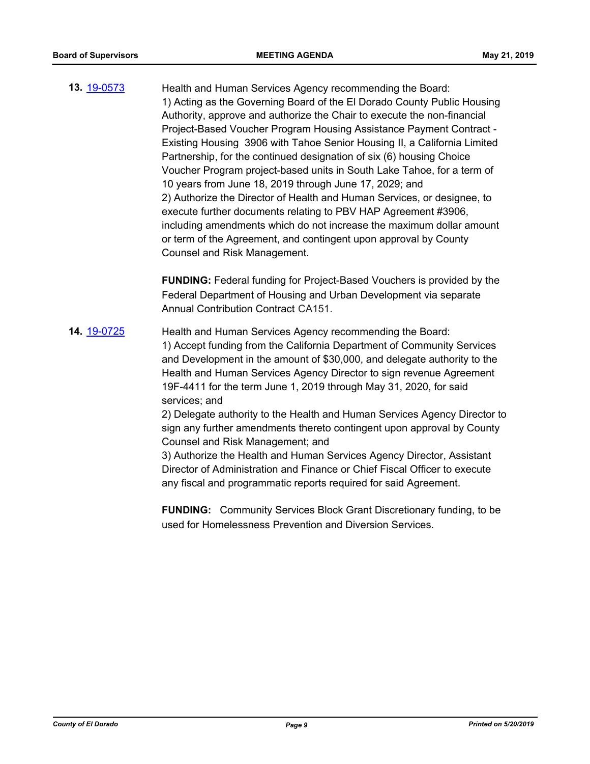**13.** [19-0573](19-0573)

Health and Human Services Agency recommending the Board:
1) Acting as the Governing Board of the El Dorado County Public Housing Authority, approve and authorize the Chair to execute the non-financial Project-Based Voucher Program Housing Assistance Payment Contract - Existing Housing 3906 with Tahoe Senior Housing II, a California Limited Partnership, for the continued designation of six (6) housing Choice Voucher Program project-based units in South Lake Tahoe, for a term of 10 years from June 18, 2019 through June 17, 2029; and
2) Authorize the Director of Health and Human Services, or designee, to execute further documents relating to PBV HAP Agreement #3906, including amendments which do not increase the maximum dollar amount or term of the Agreement, and contingent upon approval by County Counsel and Risk Management.

**FUNDING:** Federal funding for Project-Based Vouchers is provided by the Federal Department of Housing and Urban Development via separate Annual Contribution Contract CA151.

**14.** [19-0725](19-0725)

Health and Human Services Agency recommending the Board:
1) Accept funding from the California Department of Community Services and Development in the amount of $30,000, and delegate authority to the Health and Human Services Agency Director to sign revenue Agreement 19F-4411 for the term June 1, 2019 through May 31, 2020, for said services; and
2) Delegate authority to the Health and Human Services Agency Director to sign any further amendments thereto contingent upon approval by County Counsel and Risk Management; and
3) Authorize the Health and Human Services Agency Director, Assistant Director of Administration and Finance or Chief Fiscal Officer to execute any fiscal and programmatic reports required for said Agreement.

**FUNDING:** Community Services Block Grant Discretionary funding, to be used for Homelessness Prevention and Diversion Services.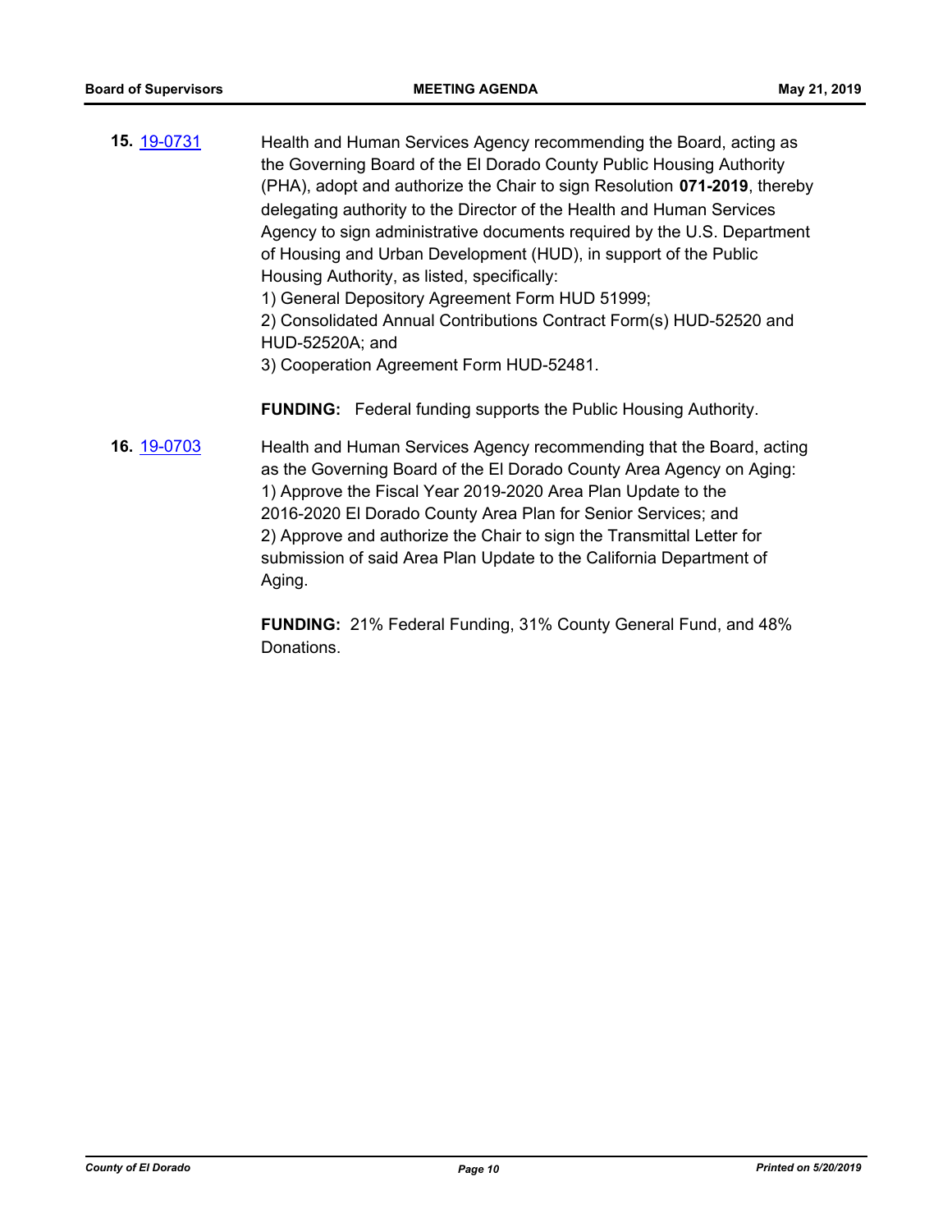**15.** [19-0731](19-0731)

Health and Human Services Agency recommending the Board, acting as the Governing Board of the El Dorado County Public Housing Authority (PHA), adopt and authorize the Chair to sign Resolution **071-2019**, thereby delegating authority to the Director of the Health and Human Services Agency to sign administrative documents required by the U.S. Department of Housing and Urban Development (HUD), in support of the Public Housing Authority, as listed, specifically:
1) General Depository Agreement Form HUD 51999;
2) Consolidated Annual Contributions Contract Form(s) HUD-52520 and HUD-52520A; and
3) Cooperation Agreement Form HUD-52481.

**FUNDING:** Federal funding supports the Public Housing Authority.

**16.** [19-0703](19-0703)

Health and Human Services Agency recommending that the Board, acting as the Governing Board of the El Dorado County Area Agency on Aging:
1) Approve the Fiscal Year 2019-2020 Area Plan Update to the 2016-2020 El Dorado County Area Plan for Senior Services; and
2) Approve and authorize the Chair to sign the Transmittal Letter for submission of said Area Plan Update to the California Department of Aging.

**FUNDING:** 21% Federal Funding, 31% County General Fund, and 48% Donations.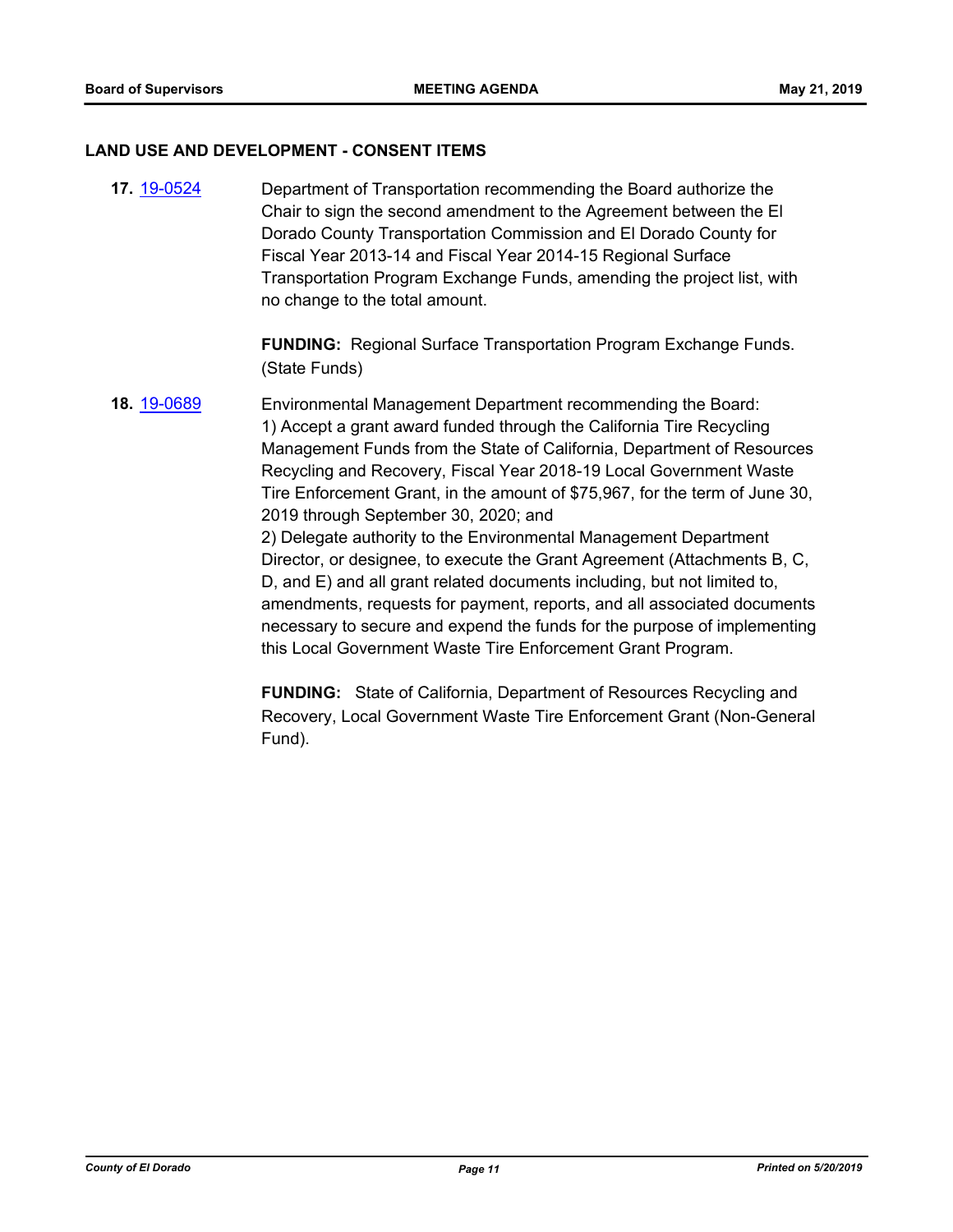## LAND USE AND DEVELOPMENT - CONSENT ITEMS

**17.** 19-0524 Department of Transportation recommending the Board authorize the Chair to sign the second amendment to the Agreement between the El Dorado County Transportation Commission and El Dorado County for Fiscal Year 2013-14 and Fiscal Year 2014-15 Regional Surface Transportation Program Exchange Funds, amending the project list, with no change to the total amount.

**FUNDING:** Regional Surface Transportation Program Exchange Funds. (State Funds)

**18.** 19-0689 Environmental Management Department recommending the Board:
1) Accept a grant award funded through the California Tire Recycling Management Funds from the State of California, Department of Resources Recycling and Recovery, Fiscal Year 2018-19 Local Government Waste Tire Enforcement Grant, in the amount of $75,967, for the term of June 30, 2019 through September 30, 2020; and
2) Delegate authority to the Environmental Management Department Director, or designee, to execute the Grant Agreement (Attachments B, C, D, and E) and all grant related documents including, but not limited to, amendments, requests for payment, reports, and all associated documents necessary to secure and expend the funds for the purpose of implementing this Local Government Waste Tire Enforcement Grant Program.

**FUNDING:** State of California, Department of Resources Recycling and Recovery, Local Government Waste Tire Enforcement Grant (Non-General Fund).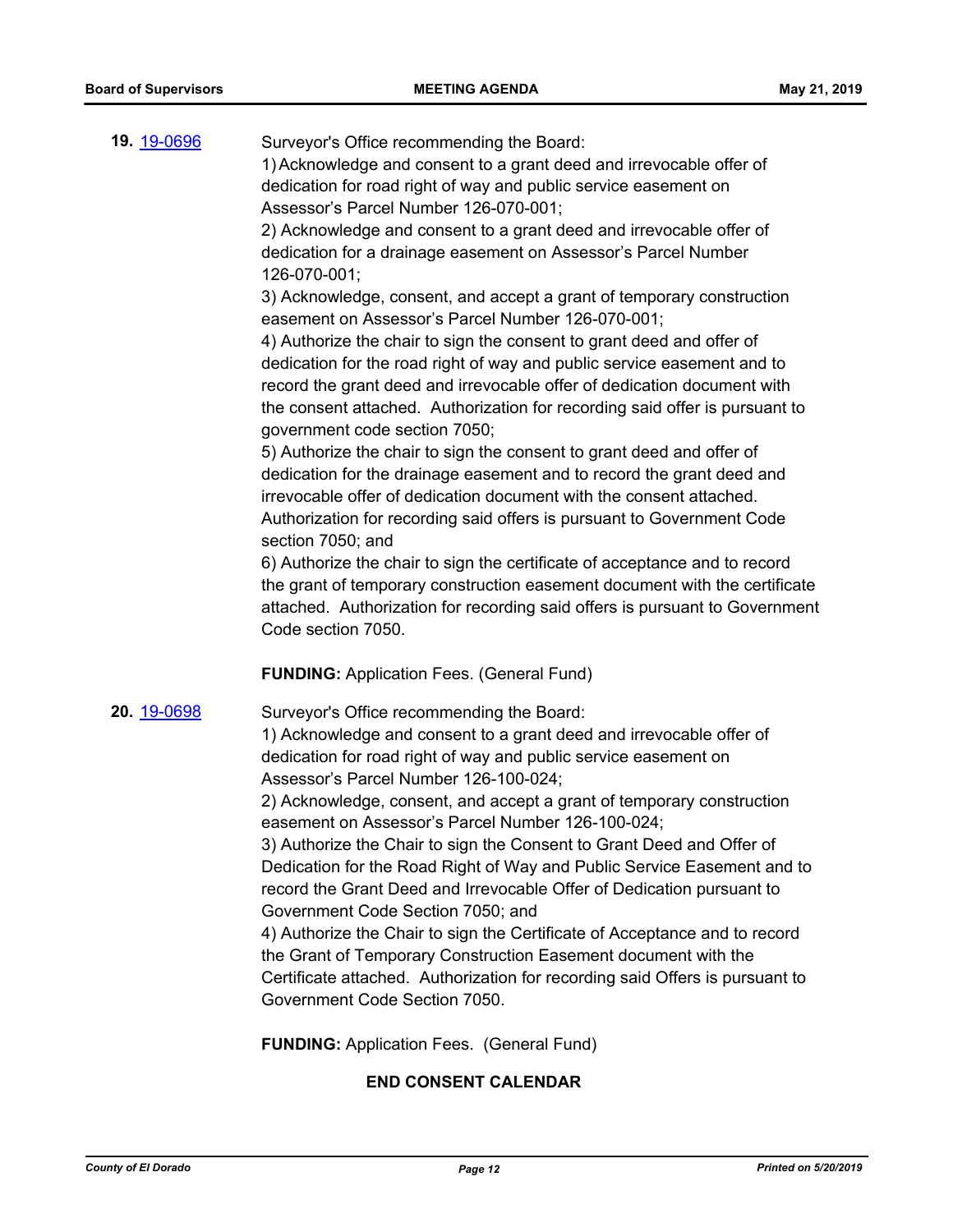**19.** [19-0696](19-0696)

Surveyor's Office recommending the Board:

1) Acknowledge and consent to a grant deed and irrevocable offer of dedication for road right of way and public service easement on Assessor's Parcel Number 126-070-001;

2) Acknowledge and consent to a grant deed and irrevocable offer of dedication for a drainage easement on Assessor's Parcel Number 126-070-001;

3) Acknowledge, consent, and accept a grant of temporary construction easement on Assessor's Parcel Number 126-070-001;

4) Authorize the chair to sign the consent to grant deed and offer of dedication for the road right of way and public service easement and to record the grant deed and irrevocable offer of dedication document with the consent attached. Authorization for recording said offer is pursuant to government code section 7050;

5) Authorize the chair to sign the consent to grant deed and offer of dedication for the drainage easement and to record the grant deed and irrevocable offer of dedication document with the consent attached. Authorization for recording said offers is pursuant to Government Code section 7050; and

6) Authorize the chair to sign the certificate of acceptance and to record the grant of temporary construction easement document with the certificate attached. Authorization for recording said offers is pursuant to Government Code section 7050.

**FUNDING:** Application Fees. (General Fund)

**20.** [19-0698](19-0698)

Surveyor's Office recommending the Board:

1) Acknowledge and consent to a grant deed and irrevocable offer of dedication for road right of way and public service easement on Assessor's Parcel Number 126-100-024;

2) Acknowledge, consent, and accept a grant of temporary construction easement on Assessor's Parcel Number 126-100-024;

3) Authorize the Chair to sign the Consent to Grant Deed and Offer of Dedication for the Road Right of Way and Public Service Easement and to record the Grant Deed and Irrevocable Offer of Dedication pursuant to Government Code Section 7050; and

4) Authorize the Chair to sign the Certificate of Acceptance and to record the Grant of Temporary Construction Easement document with the Certificate attached. Authorization for recording said Offers is pursuant to Government Code Section 7050.

**FUNDING:** Application Fees. (General Fund)

**END CONSENT CALENDAR**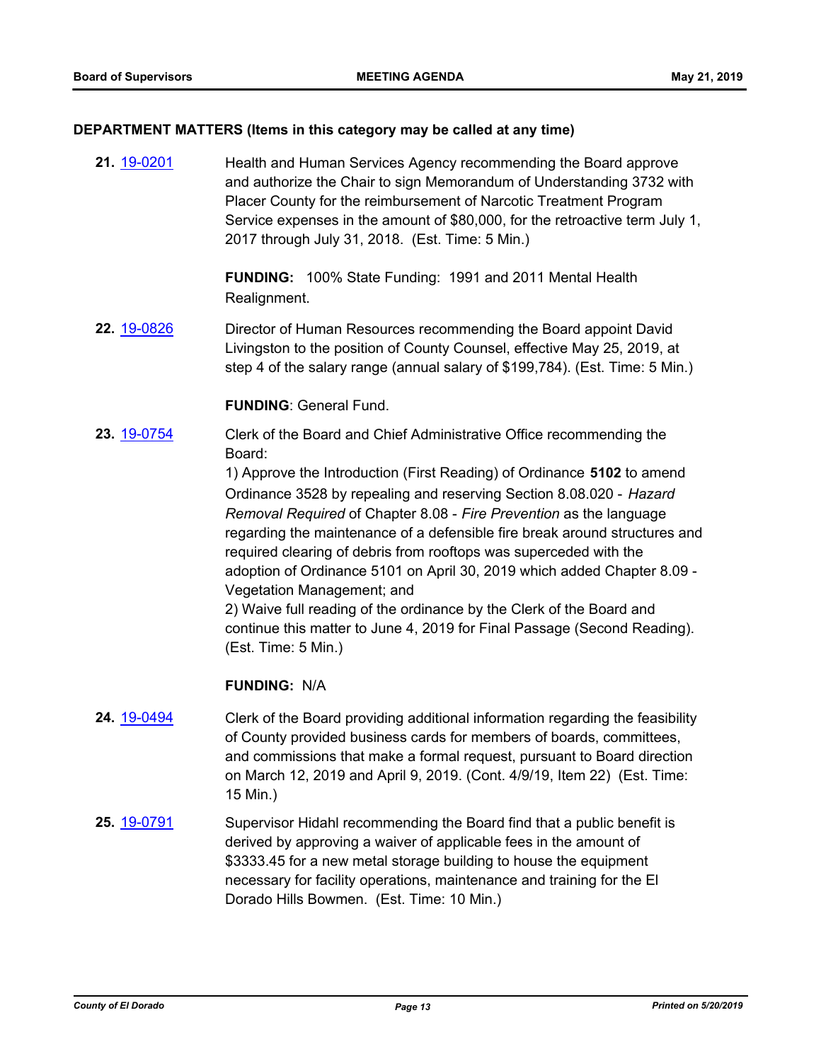### DEPARTMENT MATTERS (Items in this category may be called at any time)

**21.** 19-0201 Health and Human Services Agency recommending the Board approve and authorize the Chair to sign Memorandum of Understanding 3732 with Placer County for the reimbursement of Narcotic Treatment Program Service expenses in the amount of $80,000, for the retroactive term July 1, 2017 through July 31, 2018. (Est. Time: 5 Min.)

**FUNDING:** 100% State Funding: 1991 and 2011 Mental Health Realignment.

**22.** 19-0826 Director of Human Resources recommending the Board appoint David Livingston to the position of County Counsel, effective May 25, 2019, at step 4 of the salary range (annual salary of $199,784). (Est. Time: 5 Min.)

**FUNDING**: General Fund.

**23.** 19-0754 Clerk of the Board and Chief Administrative Office recommending the Board:

1) Approve the Introduction (First Reading) of Ordinance **5102** to amend Ordinance 3528 by repealing and reserving Section 8.08.020 - *Hazard Removal Required* of Chapter 8.08 - *Fire Prevention* as the language regarding the maintenance of a defensible fire break around structures and required clearing of debris from rooftops was superceded with the adoption of Ordinance 5101 on April 30, 2019 which added Chapter 8.09 - Vegetation Management; and

2) Waive full reading of the ordinance by the Clerk of the Board and continue this matter to June 4, 2019 for Final Passage (Second Reading). (Est. Time: 5 Min.)

**FUNDING:** N/A

**24.** 19-0494 Clerk of the Board providing additional information regarding the feasibility of County provided business cards for members of boards, committees, and commissions that make a formal request, pursuant to Board direction on March 12, 2019 and April 9, 2019. (Cont. 4/9/19, Item 22) (Est. Time: 15 Min.)

**25.** 19-0791 Supervisor Hidahl recommending the Board find that a public benefit is derived by approving a waiver of applicable fees in the amount of $3333.45 for a new metal storage building to house the equipment necessary for facility operations, maintenance and training for the El Dorado Hills Bowmen. (Est. Time: 10 Min.)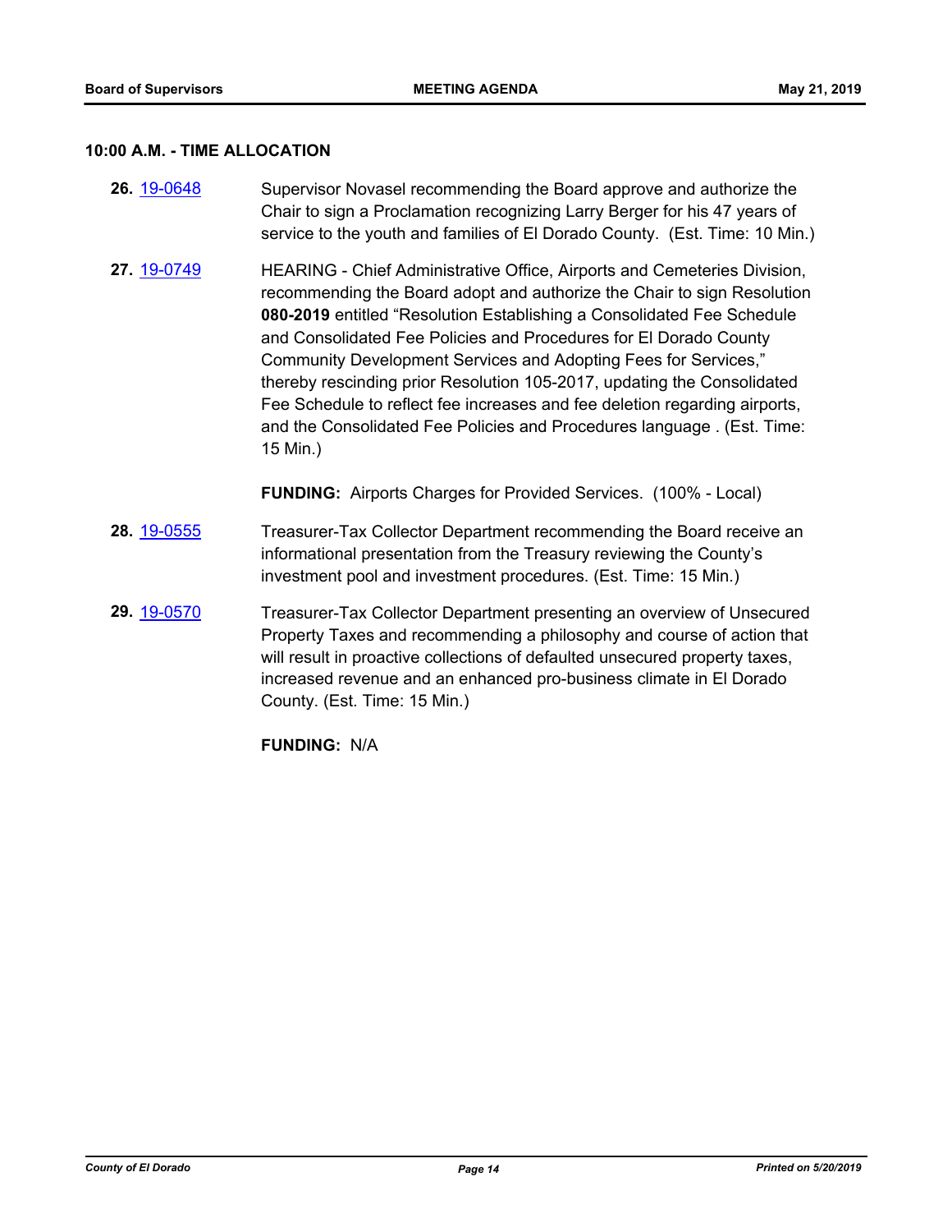**10:00 A.M. - TIME ALLOCATION**

**26.** 19-0648 Supervisor Novasel recommending the Board approve and authorize the Chair to sign a Proclamation recognizing Larry Berger for his 47 years of service to the youth and families of El Dorado County. (Est. Time: 10 Min.)

**27.** 19-0749 HEARING - Chief Administrative Office, Airports and Cemeteries Division, recommending the Board adopt and authorize the Chair to sign Resolution **080-2019** entitled "Resolution Establishing a Consolidated Fee Schedule and Consolidated Fee Policies and Procedures for El Dorado County Community Development Services and Adopting Fees for Services," thereby rescinding prior Resolution 105-2017, updating the Consolidated Fee Schedule to reflect fee increases and fee deletion regarding airports, and the Consolidated Fee Policies and Procedures language . (Est. Time: 15 Min.)

**FUNDING:** Airports Charges for Provided Services. (100% - Local)

**28.** 19-0555 Treasurer-Tax Collector Department recommending the Board receive an informational presentation from the Treasury reviewing the County's investment pool and investment procedures. (Est. Time: 15 Min.)

**29.** 19-0570 Treasurer-Tax Collector Department presenting an overview of Unsecured Property Taxes and recommending a philosophy and course of action that will result in proactive collections of defaulted unsecured property taxes, increased revenue and an enhanced pro-business climate in El Dorado County. (Est. Time: 15 Min.)

**FUNDING:** N/A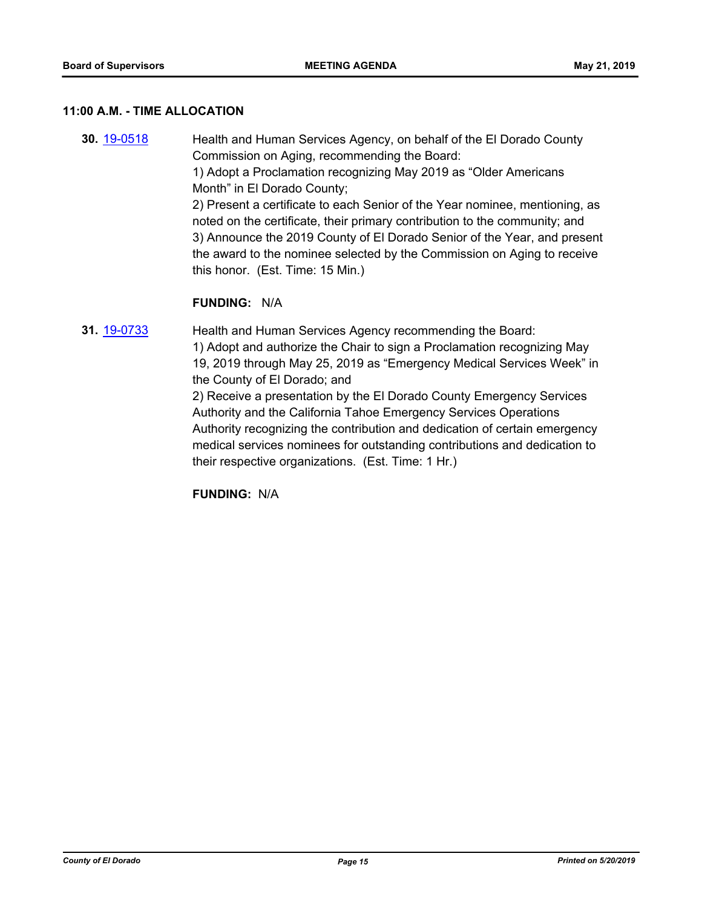### 11:00 A.M. - TIME ALLOCATION

**30.** 19-0518 Health and Human Services Agency, on behalf of the El Dorado County Commission on Aging, recommending the Board:

1) Adopt a Proclamation recognizing May 2019 as "Older Americans Month" in El Dorado County;

2) Present a certificate to each Senior of the Year nominee, mentioning, as noted on the certificate, their primary contribution to the community; and

3) Announce the 2019 County of El Dorado Senior of the Year, and present the award to the nominee selected by the Commission on Aging to receive this honor. (Est. Time: 15 Min.)

**FUNDING:** N/A

**31.** 19-0733 Health and Human Services Agency recommending the Board:

1) Adopt and authorize the Chair to sign a Proclamation recognizing May 19, 2019 through May 25, 2019 as "Emergency Medical Services Week" in the County of El Dorado; and

2) Receive a presentation by the El Dorado County Emergency Services Authority and the California Tahoe Emergency Services Operations Authority recognizing the contribution and dedication of certain emergency medical services nominees for outstanding contributions and dedication to their respective organizations. (Est. Time: 1 Hr.)

**FUNDING:** N/A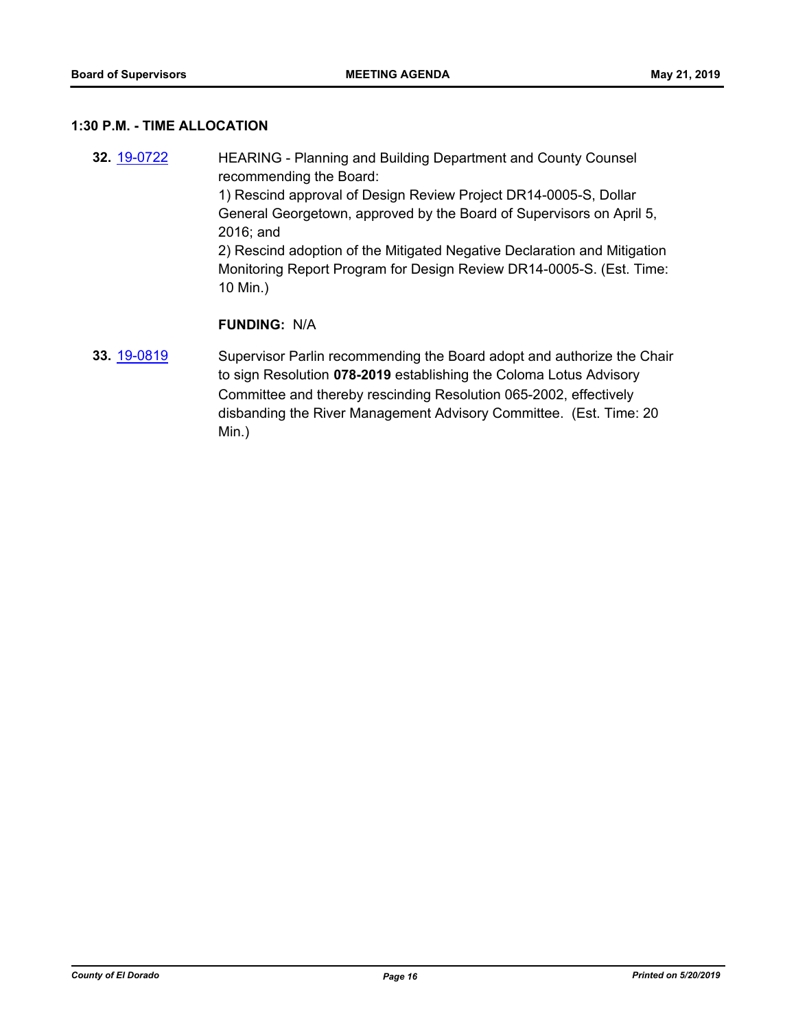## 1:30 P.M. - TIME ALLOCATION

**32.** 19-0722 HEARING - Planning and Building Department and County Counsel recommending the Board:
1) Rescind approval of Design Review Project DR14-0005-S, Dollar General Georgetown, approved by the Board of Supervisors on April 5, 2016; and
2) Rescind adoption of the Mitigated Negative Declaration and Mitigation Monitoring Report Program for Design Review DR14-0005-S. (Est. Time: 10 Min.)

**FUNDING:** N/A

**33.** 19-0819 Supervisor Parlin recommending the Board adopt and authorize the Chair to sign Resolution **078-2019** establishing the Coloma Lotus Advisory Committee and thereby rescinding Resolution 065-2002, effectively disbanding the River Management Advisory Committee. (Est. Time: 20 Min.)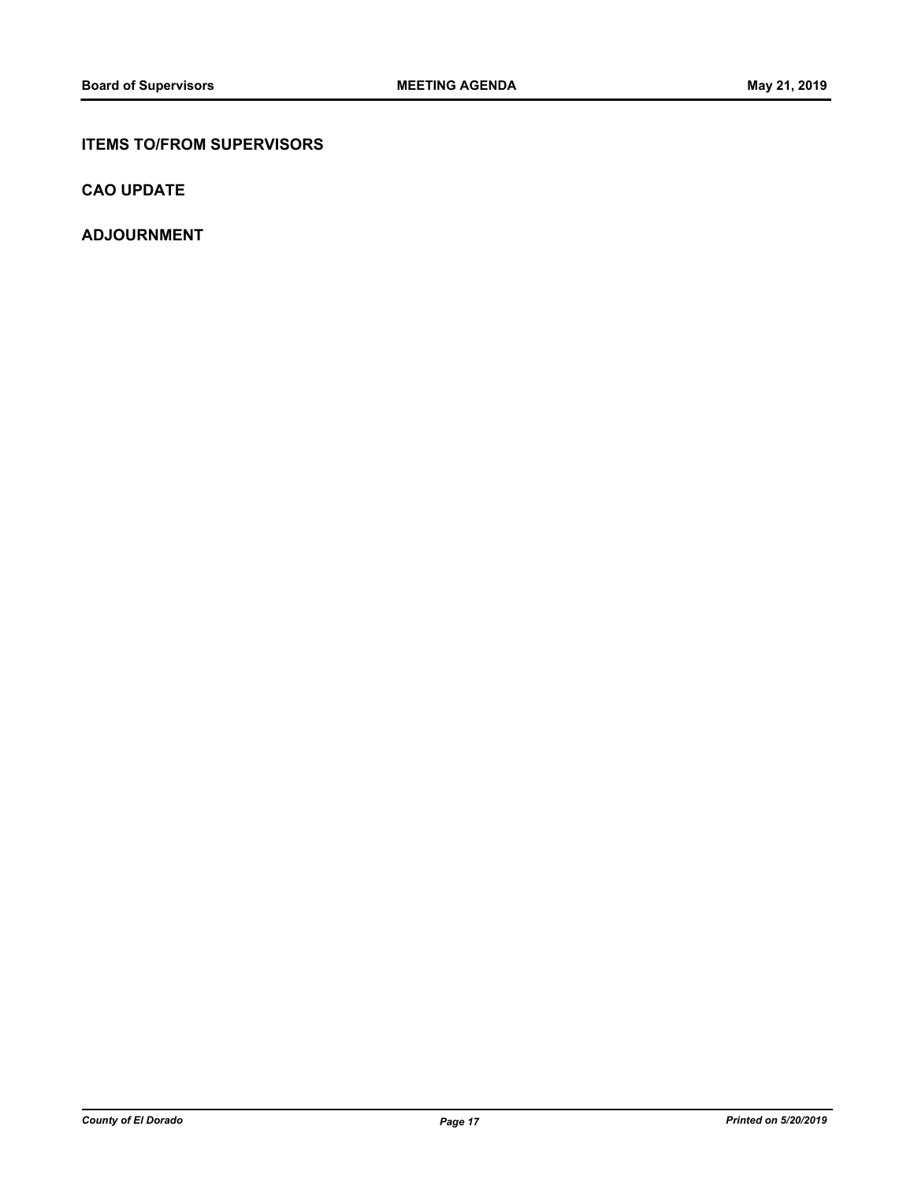## ITEMS TO/FROM SUPERVISORS

## CAO UPDATE

## ADJOURNMENT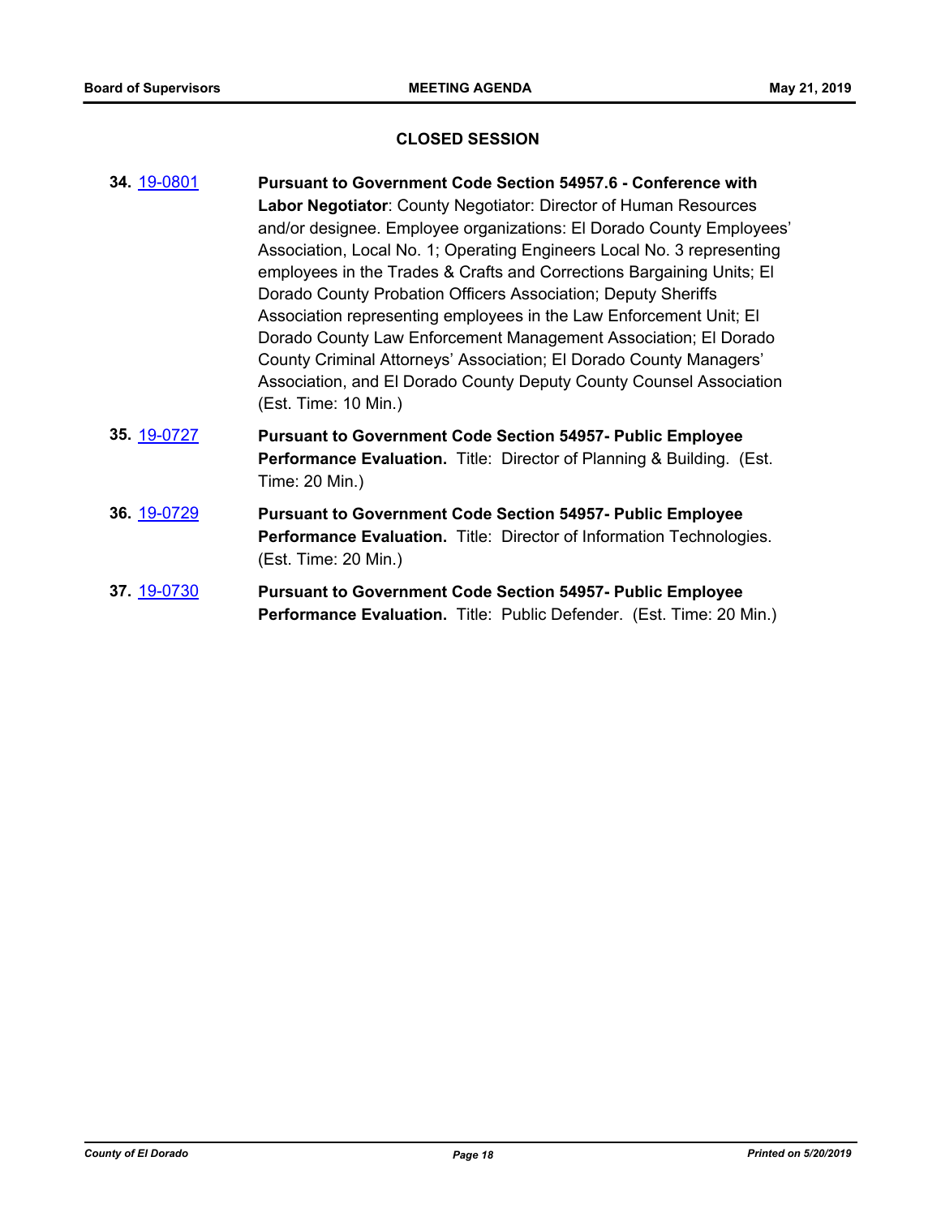## CLOSED SESSION

**34.** 19-0801 **Pursuant to Government Code Section 54957.6 - Conference with Labor Negotiator**: County Negotiator: Director of Human Resources and/or designee. Employee organizations: El Dorado County Employees' Association, Local No. 1; Operating Engineers Local No. 3 representing employees in the Trades & Crafts and Corrections Bargaining Units; El Dorado County Probation Officers Association; Deputy Sheriffs Association representing employees in the Law Enforcement Unit; El Dorado County Law Enforcement Management Association; El Dorado County Criminal Attorneys' Association; El Dorado County Managers' Association, and El Dorado County Deputy County Counsel Association (Est. Time: 10 Min.)

**35.** 19-0727 **Pursuant to Government Code Section 54957- Public Employee Performance Evaluation.** Title: Director of Planning & Building. (Est. Time: 20 Min.)

**36.** 19-0729 **Pursuant to Government Code Section 54957- Public Employee Performance Evaluation.** Title: Director of Information Technologies. (Est. Time: 20 Min.)

**37.** 19-0730 **Pursuant to Government Code Section 54957- Public Employee Performance Evaluation.** Title: Public Defender. (Est. Time: 20 Min.)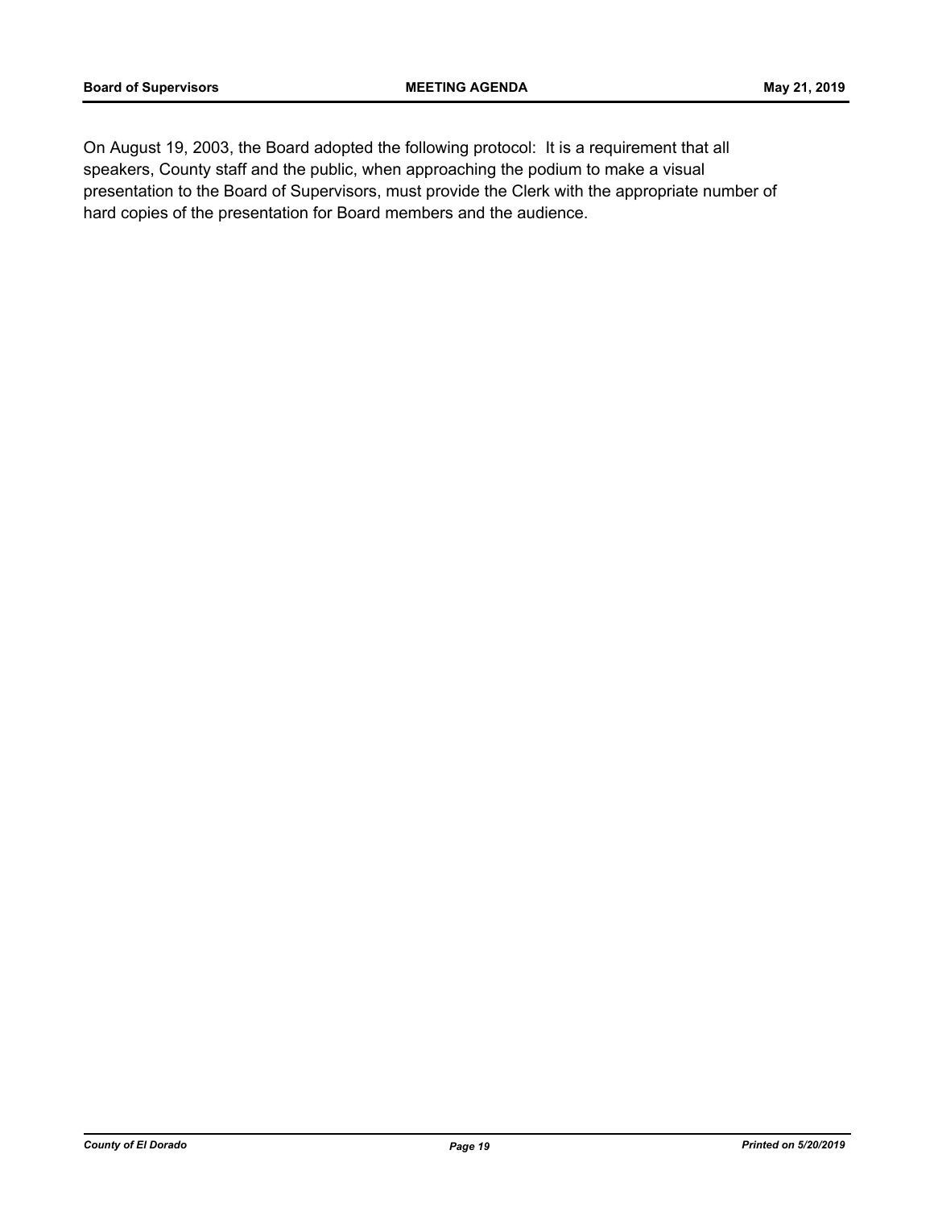On August 19, 2003, the Board adopted the following protocol: It is a requirement that all speakers, County staff and the public, when approaching the podium to make a visual presentation to the Board of Supervisors, must provide the Clerk with the appropriate number of hard copies of the presentation for Board members and the audience.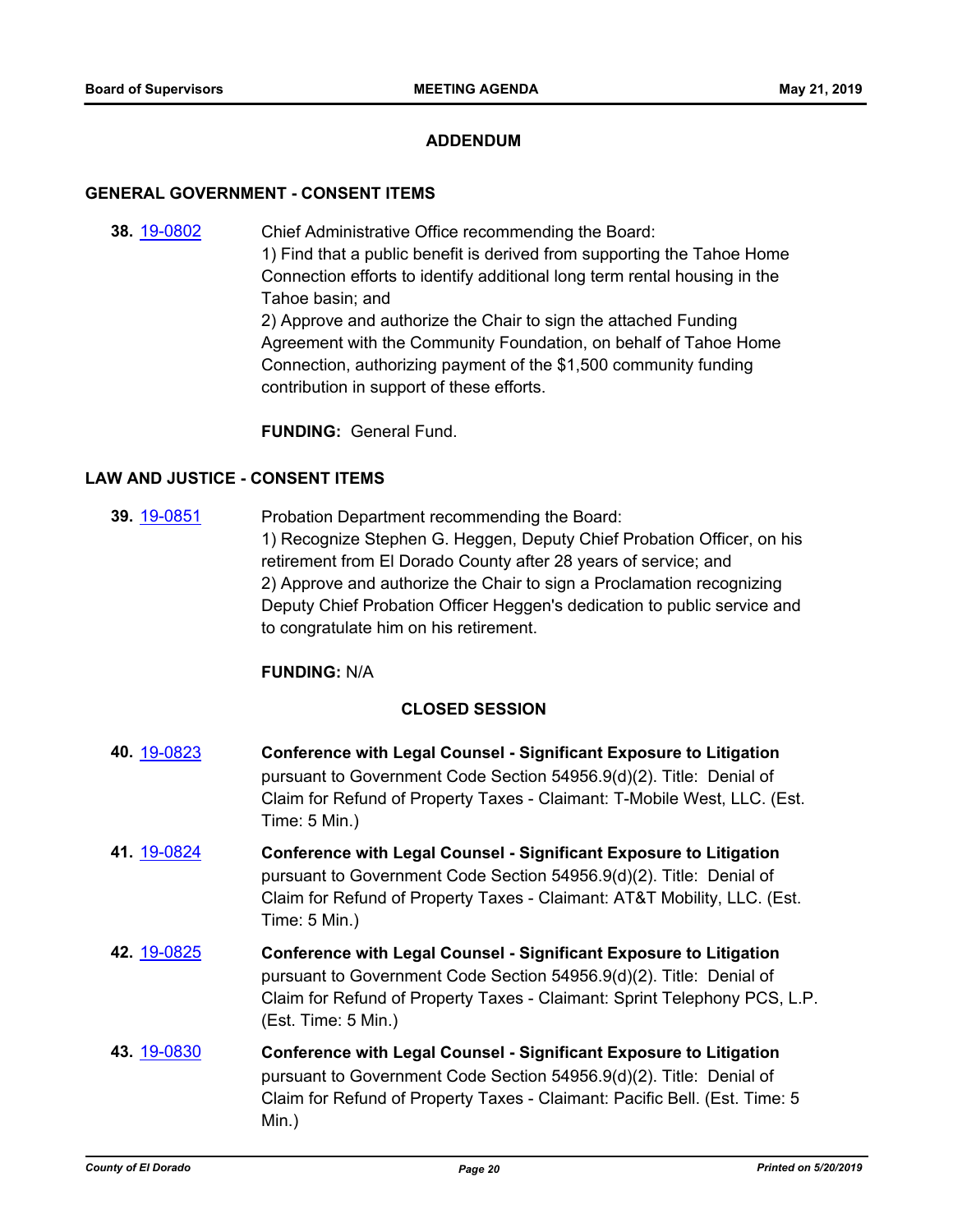## ADDENDUM

### GENERAL GOVERNMENT - CONSENT ITEMS

**38.** 19-0802 Chief Administrative Office recommending the Board:
1) Find that a public benefit is derived from supporting the Tahoe Home Connection efforts to identify additional long term rental housing in the Tahoe basin; and
2) Approve and authorize the Chair to sign the attached Funding Agreement with the Community Foundation, on behalf of Tahoe Home Connection, authorizing payment of the $1,500 community funding contribution in support of these efforts.

**FUNDING:** General Fund.

### LAW AND JUSTICE - CONSENT ITEMS

**39.** 19-0851 Probation Department recommending the Board:
1) Recognize Stephen G. Heggen, Deputy Chief Probation Officer, on his retirement from El Dorado County after 28 years of service; and
2) Approve and authorize the Chair to sign a Proclamation recognizing Deputy Chief Probation Officer Heggen's dedication to public service and to congratulate him on his retirement.

**FUNDING:** N/A

## CLOSED SESSION

**40.** 19-0823 **Conference with Legal Counsel - Significant Exposure to Litigation** pursuant to Government Code Section 54956.9(d)(2). Title: Denial of Claim for Refund of Property Taxes - Claimant: T-Mobile West, LLC. (Est. Time: 5 Min.)

**41.** 19-0824 **Conference with Legal Counsel - Significant Exposure to Litigation** pursuant to Government Code Section 54956.9(d)(2). Title: Denial of Claim for Refund of Property Taxes - Claimant: AT&T Mobility, LLC. (Est. Time: 5 Min.)

**42.** 19-0825 **Conference with Legal Counsel - Significant Exposure to Litigation** pursuant to Government Code Section 54956.9(d)(2). Title: Denial of Claim for Refund of Property Taxes - Claimant: Sprint Telephony PCS, L.P. (Est. Time: 5 Min.)

**43.** 19-0830 **Conference with Legal Counsel - Significant Exposure to Litigation** pursuant to Government Code Section 54956.9(d)(2). Title: Denial of Claim for Refund of Property Taxes - Claimant: Pacific Bell. (Est. Time: 5 Min.)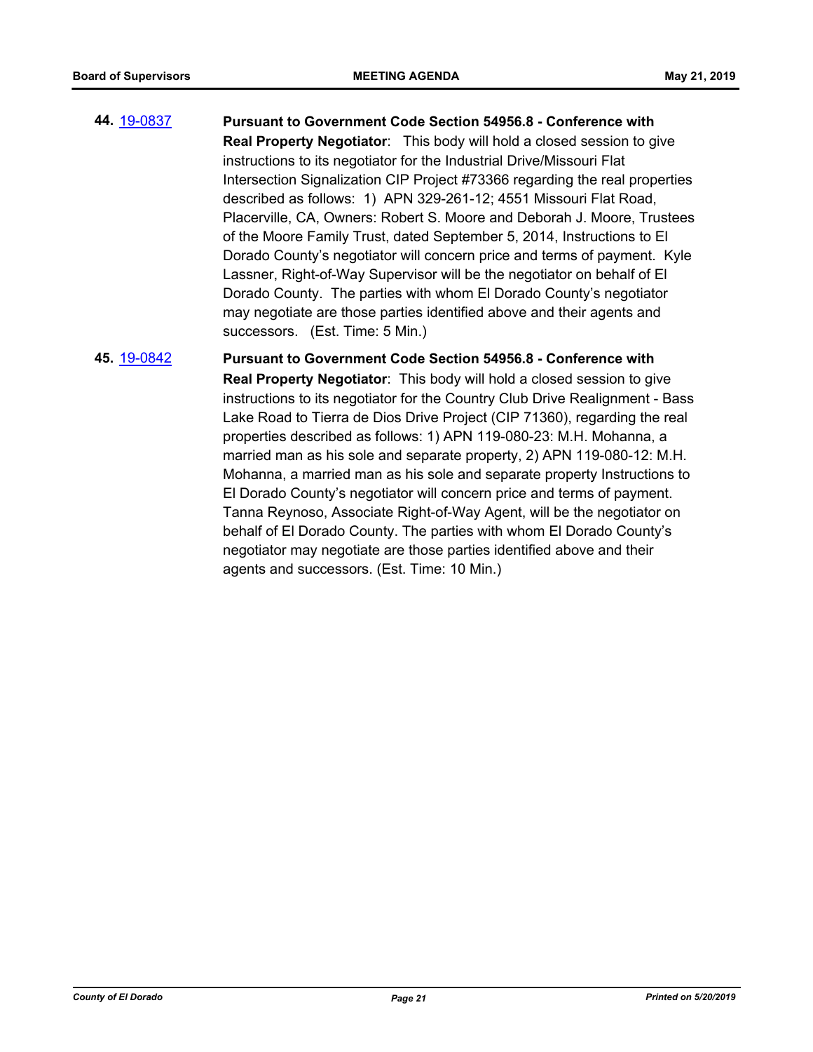**44.** 19-0837 **Pursuant to Government Code Section 54956.8 - Conference with Real Property Negotiator**: This body will hold a closed session to give instructions to its negotiator for the Industrial Drive/Missouri Flat Intersection Signalization CIP Project #73366 regarding the real properties described as follows: 1) APN 329-261-12; 4551 Missouri Flat Road, Placerville, CA, Owners: Robert S. Moore and Deborah J. Moore, Trustees of the Moore Family Trust, dated September 5, 2014, Instructions to El Dorado County's negotiator will concern price and terms of payment. Kyle Lassner, Right-of-Way Supervisor will be the negotiator on behalf of El Dorado County. The parties with whom El Dorado County's negotiator may negotiate are those parties identified above and their agents and successors. (Est. Time: 5 Min.)

**45.** 19-0842 **Pursuant to Government Code Section 54956.8 - Conference with Real Property Negotiator**: This body will hold a closed session to give instructions to its negotiator for the Country Club Drive Realignment - Bass Lake Road to Tierra de Dios Drive Project (CIP 71360), regarding the real properties described as follows: 1) APN 119-080-23: M.H. Mohanna, a married man as his sole and separate property, 2) APN 119-080-12: M.H. Mohanna, a married man as his sole and separate property Instructions to El Dorado County's negotiator will concern price and terms of payment. Tanna Reynoso, Associate Right-of-Way Agent, will be the negotiator on behalf of El Dorado County. The parties with whom El Dorado County's negotiator may negotiate are those parties identified above and their agents and successors. (Est. Time: 10 Min.)